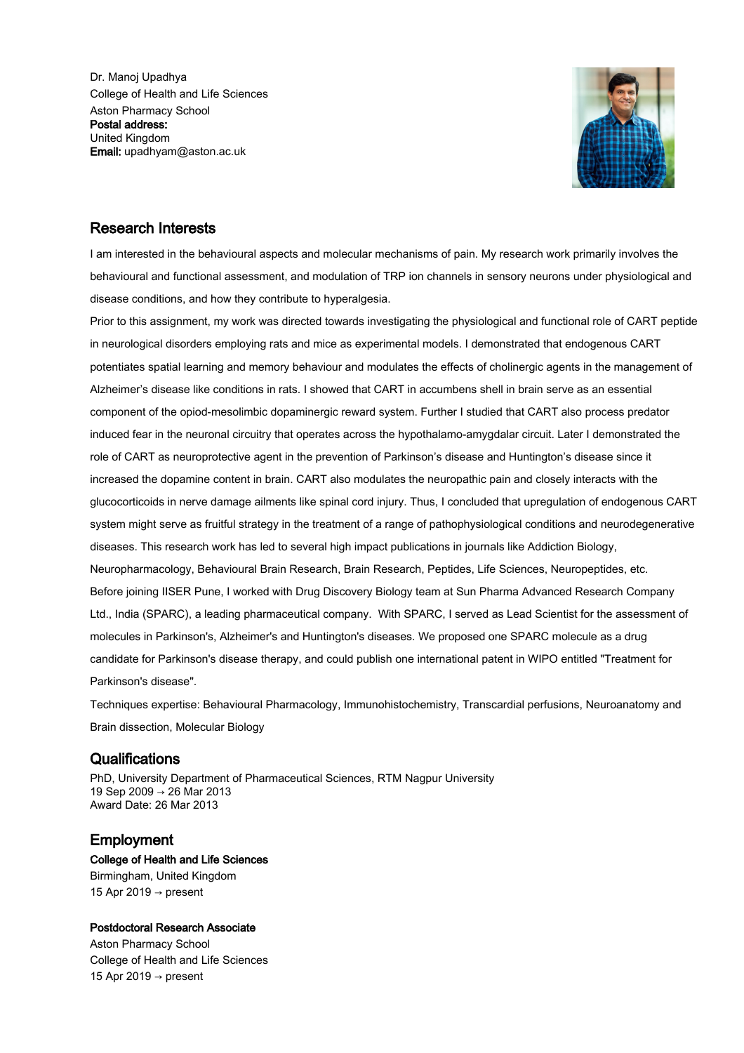Dr. Manoj Upadhya
College of Health and Life Sciences
Aston Pharmacy School
**Postal address:**
United Kingdom
**Email:** upadhyam@aston.ac.uk

## Research Interests

I am interested in the behavioural aspects and molecular mechanisms of pain. My research work primarily involves the behavioural and functional assessment, and modulation of TRP ion channels in sensory neurons under physiological and disease conditions, and how they contribute to hyperalgesia.

Prior to this assignment, my work was directed towards investigating the physiological and functional role of CART peptide in neurological disorders employing rats and mice as experimental models. I demonstrated that endogenous CART potentiates spatial learning and memory behaviour and modulates the effects of cholinergic agents in the management of Alzheimer's disease like conditions in rats. I showed that CART in accumbens shell in brain serve as an essential component of the opiod-mesolimbic dopaminergic reward system. Further I studied that CART also process predator induced fear in the neuronal circuitry that operates across the hypothalamo-amygdalar circuit. Later I demonstrated the role of CART as neuroprotective agent in the prevention of Parkinson's disease and Huntington's disease since it increased the dopamine content in brain. CART also modulates the neuropathic pain and closely interacts with the glucocorticoids in nerve damage ailments like spinal cord injury. Thus, I concluded that upregulation of endogenous CART system might serve as fruitful strategy in the treatment of a range of pathophysiological conditions and neurodegenerative diseases. This research work has led to several high impact publications in journals like Addiction Biology, Neuropharmacology, Behavioural Brain Research, Brain Research, Peptides, Life Sciences, Neuropeptides, etc.

Before joining IISER Pune, I worked with Drug Discovery Biology team at Sun Pharma Advanced Research Company Ltd., India (SPARC), a leading pharmaceutical company. With SPARC, I served as Lead Scientist for the assessment of molecules in Parkinson's, Alzheimer's and Huntington's diseases. We proposed one SPARC molecule as a drug candidate for Parkinson's disease therapy, and could publish one international patent in WIPO entitled "Treatment for Parkinson's disease".

Techniques expertise: Behavioural Pharmacology, Immunohistochemistry, Transcardial perfusions, Neuroanatomy and Brain dissection, Molecular Biology

## Qualifications

PhD, University Department of Pharmaceutical Sciences, RTM Nagpur University
19 Sep 2009 → 26 Mar 2013
Award Date: 26 Mar 2013

## Employment

**College of Health and Life Sciences**
Birmingham, United Kingdom
15 Apr 2019 → present

**Postdoctoral Research Associate**
Aston Pharmacy School
College of Health and Life Sciences
15 Apr 2019 → present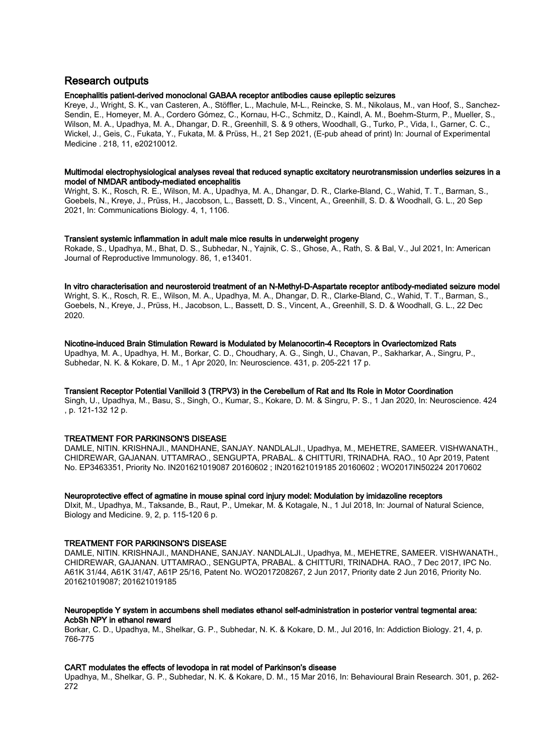## Research outputs

**Encephalitis patient-derived monoclonal GABAA receptor antibodies cause epileptic seizures**

Kreye, J., Wright, S. K., van Casteren, A., Stöffler, L., Machule, M-L., Reincke, S. M., Nikolaus, M., van Hoof, S., Sanchez-Sendin, E., Homeyer, M. A., Cordero Gómez, C., Kornau, H-C., Schmitz, D., Kaindl, A. M., Boehm-Sturm, P., Mueller, S., Wilson, M. A., Upadhya, M. A., Dhangar, D. R., Greenhill, S. & 9 others, Woodhall, G., Turko, P., Vida, I., Garner, C. C., Wickel, J., Geis, C., Fukata, Y., Fukata, M. & Prüss, H., 21 Sep 2021, (E-pub ahead of print) In: Journal of Experimental Medicine . 218, 11, e20210012.

**Multimodal electrophysiological analyses reveal that reduced synaptic excitatory neurotransmission underlies seizures in a model of NMDAR antibody-mediated encephalitis**

Wright, S. K., Rosch, R. E., Wilson, M. A., Upadhya, M. A., Dhangar, D. R., Clarke-Bland, C., Wahid, T. T., Barman, S., Goebels, N., Kreye, J., Prüss, H., Jacobson, L., Bassett, D. S., Vincent, A., Greenhill, S. D. & Woodhall, G. L., 20 Sep 2021, In: Communications Biology. 4, 1, 1106.

**Transient systemic inflammation in adult male mice results in underweight progeny**

Rokade, S., Upadhya, M., Bhat, D. S., Subhedar, N., Yajnik, C. S., Ghose, A., Rath, S. & Bal, V., Jul 2021, In: American Journal of Reproductive Immunology. 86, 1, e13401.

**In vitro characterisation and neurosteroid treatment of an N-Methyl-D-Aspartate receptor antibody-mediated seizure model**

Wright, S. K., Rosch, R. E., Wilson, M. A., Upadhya, M. A., Dhangar, D. R., Clarke-Bland, C., Wahid, T. T., Barman, S., Goebels, N., Kreye, J., Prüss, H., Jacobson, L., Bassett, D. S., Vincent, A., Greenhill, S. D. & Woodhall, G. L., 22 Dec 2020.

**Nicotine-induced Brain Stimulation Reward is Modulated by Melanocortin-4 Receptors in Ovariectomized Rats**

Upadhya, M. A., Upadhya, H. M., Borkar, C. D., Choudhary, A. G., Singh, U., Chavan, P., Sakharkar, A., Singru, P., Subhedar, N. K. & Kokare, D. M., 1 Apr 2020, In: Neuroscience. 431, p. 205-221 17 p.

**Transient Receptor Potential Vanilloid 3 (TRPV3) in the Cerebellum of Rat and Its Role in Motor Coordination**

Singh, U., Upadhya, M., Basu, S., Singh, O., Kumar, S., Kokare, D. M. & Singru, P. S., 1 Jan 2020, In: Neuroscience. 424 , p. 121-132 12 p.

**TREATMENT FOR PARKINSON'S DISEASE**

DAMLE, NITIN. KRISHNAJI., MANDHANE, SANJAY. NANDLALJI., Upadhya, M., MEHETRE, SAMEER. VISHWANATH., CHIDREWAR, GAJANAN. UTTAMRAO., SENGUPTA, PRABAL. & CHITTURI, TRINADHA. RAO., 10 Apr 2019, Patent No. EP3463351, Priority No. IN201621019087 20160602 ; IN201621019185 20160602 ; WO2017IN50224 20170602

**Neuroprotective effect of agmatine in mouse spinal cord injury model: Modulation by imidazoline receptors**

DIxit, M., Upadhya, M., Taksande, B., Raut, P., Umekar, M. & Kotagale, N., 1 Jul 2018, In: Journal of Natural Science, Biology and Medicine. 9, 2, p. 115-120 6 p.

**TREATMENT FOR PARKINSON'S DISEASE**

DAMLE, NITIN. KRISHNAJI., MANDHANE, SANJAY. NANDLALJI., Upadhya, M., MEHETRE, SAMEER. VISHWANATH., CHIDREWAR, GAJANAN. UTTAMRAO., SENGUPTA, PRABAL. & CHITTURI, TRINADHA. RAO., 7 Dec 2017, IPC No. A61K 31/44, A61K 31/47, A61P 25/16, Patent No. WO2017208267, 2 Jun 2017, Priority date 2 Jun 2016, Priority No. 201621019087; 201621019185

**Neuropeptide Y system in accumbens shell mediates ethanol self-administration in posterior ventral tegmental area: AcbSh NPY in ethanol reward**

Borkar, C. D., Upadhya, M., Shelkar, G. P., Subhedar, N. K. & Kokare, D. M., Jul 2016, In: Addiction Biology. 21, 4, p. 766-775

**CART modulates the effects of levodopa in rat model of Parkinson's disease**

Upadhya, M., Shelkar, G. P., Subhedar, N. K. & Kokare, D. M., 15 Mar 2016, In: Behavioural Brain Research. 301, p. 262-272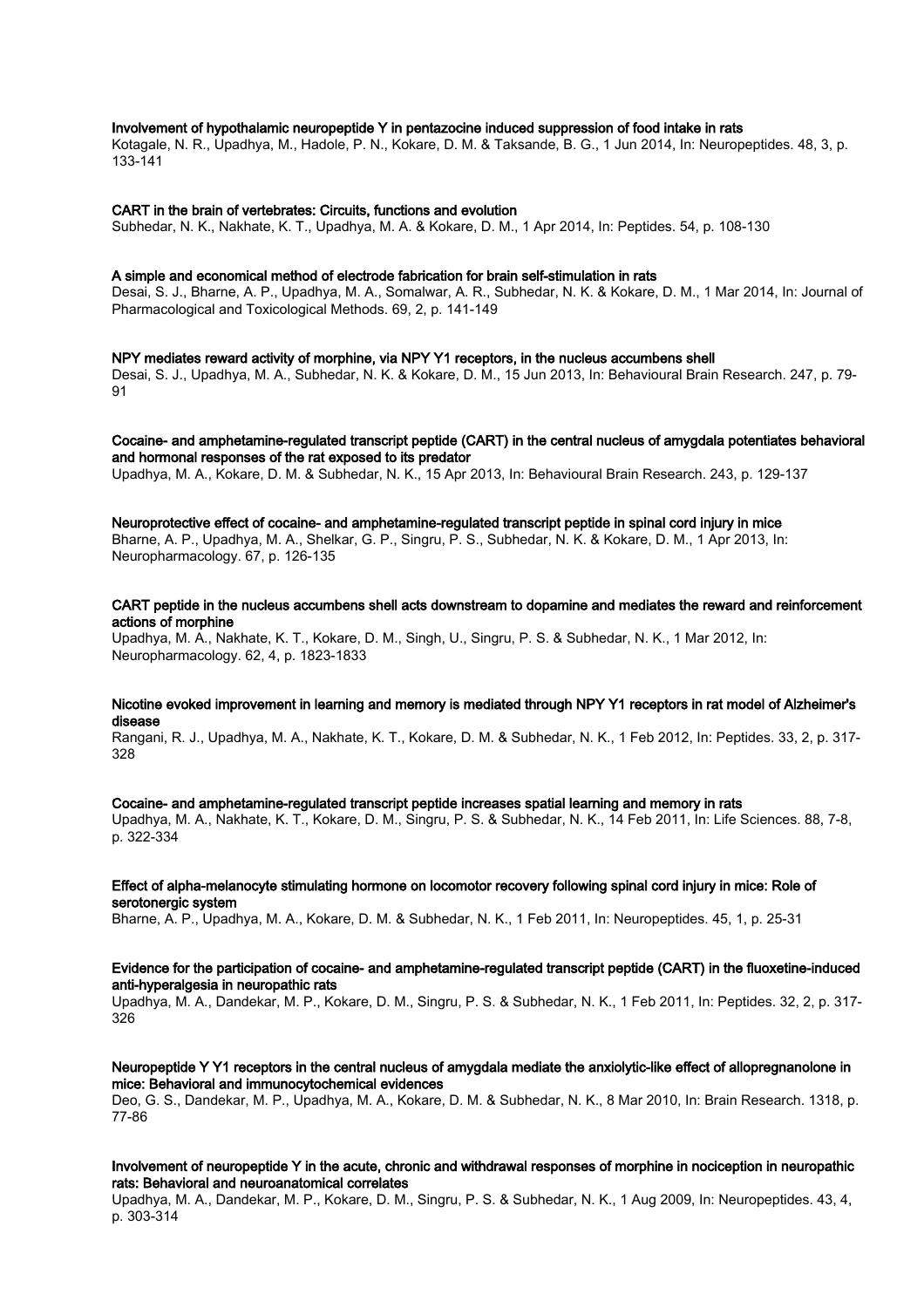**Involvement of hypothalamic neuropeptide Y in pentazocine induced suppression of food intake in rats**
Kotagale, N. R., Upadhya, M., Hadole, P. N., Kokare, D. M. & Taksande, B. G., 1 Jun 2014, In: Neuropeptides. 48, 3, p. 133-141

**CART in the brain of vertebrates: Circuits, functions and evolution**
Subhedar, N. K., Nakhate, K. T., Upadhya, M. A. & Kokare, D. M., 1 Apr 2014, In: Peptides. 54, p. 108-130

**A simple and economical method of electrode fabrication for brain self-stimulation in rats**
Desai, S. J., Bharne, A. P., Upadhya, M. A., Somalwar, A. R., Subhedar, N. K. & Kokare, D. M., 1 Mar 2014, In: Journal of Pharmacological and Toxicological Methods. 69, 2, p. 141-149

**NPY mediates reward activity of morphine, via NPY Y1 receptors, in the nucleus accumbens shell**
Desai, S. J., Upadhya, M. A., Subhedar, N. K. & Kokare, D. M., 15 Jun 2013, In: Behavioural Brain Research. 247, p. 79-91

**Cocaine- and amphetamine-regulated transcript peptide (CART) in the central nucleus of amygdala potentiates behavioral and hormonal responses of the rat exposed to its predator**
Upadhya, M. A., Kokare, D. M. & Subhedar, N. K., 15 Apr 2013, In: Behavioural Brain Research. 243, p. 129-137

**Neuroprotective effect of cocaine- and amphetamine-regulated transcript peptide in spinal cord injury in mice**
Bharne, A. P., Upadhya, M. A., Shelkar, G. P., Singru, P. S., Subhedar, N. K. & Kokare, D. M., 1 Apr 2013, In: Neuropharmacology. 67, p. 126-135

**CART peptide in the nucleus accumbens shell acts downstream to dopamine and mediates the reward and reinforcement actions of morphine**
Upadhya, M. A., Nakhate, K. T., Kokare, D. M., Singh, U., Singru, P. S. & Subhedar, N. K., 1 Mar 2012, In: Neuropharmacology. 62, 4, p. 1823-1833

**Nicotine evoked improvement in learning and memory is mediated through NPY Y1 receptors in rat model of Alzheimer's disease**
Rangani, R. J., Upadhya, M. A., Nakhate, K. T., Kokare, D. M. & Subhedar, N. K., 1 Feb 2012, In: Peptides. 33, 2, p. 317-328

**Cocaine- and amphetamine-regulated transcript peptide increases spatial learning and memory in rats**
Upadhya, M. A., Nakhate, K. T., Kokare, D. M., Singru, P. S. & Subhedar, N. K., 14 Feb 2011, In: Life Sciences. 88, 7-8, p. 322-334

**Effect of alpha-melanocyte stimulating hormone on locomotor recovery following spinal cord injury in mice: Role of serotonergic system**
Bharne, A. P., Upadhya, M. A., Kokare, D. M. & Subhedar, N. K., 1 Feb 2011, In: Neuropeptides. 45, 1, p. 25-31

**Evidence for the participation of cocaine- and amphetamine-regulated transcript peptide (CART) in the fluoxetine-induced anti-hyperalgesia in neuropathic rats**
Upadhya, M. A., Dandekar, M. P., Kokare, D. M., Singru, P. S. & Subhedar, N. K., 1 Feb 2011, In: Peptides. 32, 2, p. 317-326

**Neuropeptide Y Y1 receptors in the central nucleus of amygdala mediate the anxiolytic-like effect of allopregnanolone in mice: Behavioral and immunocytochemical evidences**
Deo, G. S., Dandekar, M. P., Upadhya, M. A., Kokare, D. M. & Subhedar, N. K., 8 Mar 2010, In: Brain Research. 1318, p. 77-86

**Involvement of neuropeptide Y in the acute, chronic and withdrawal responses of morphine in nociception in neuropathic rats: Behavioral and neuroanatomical correlates**
Upadhya, M. A., Dandekar, M. P., Kokare, D. M., Singru, P. S. & Subhedar, N. K., 1 Aug 2009, In: Neuropeptides. 43, 4, p. 303-314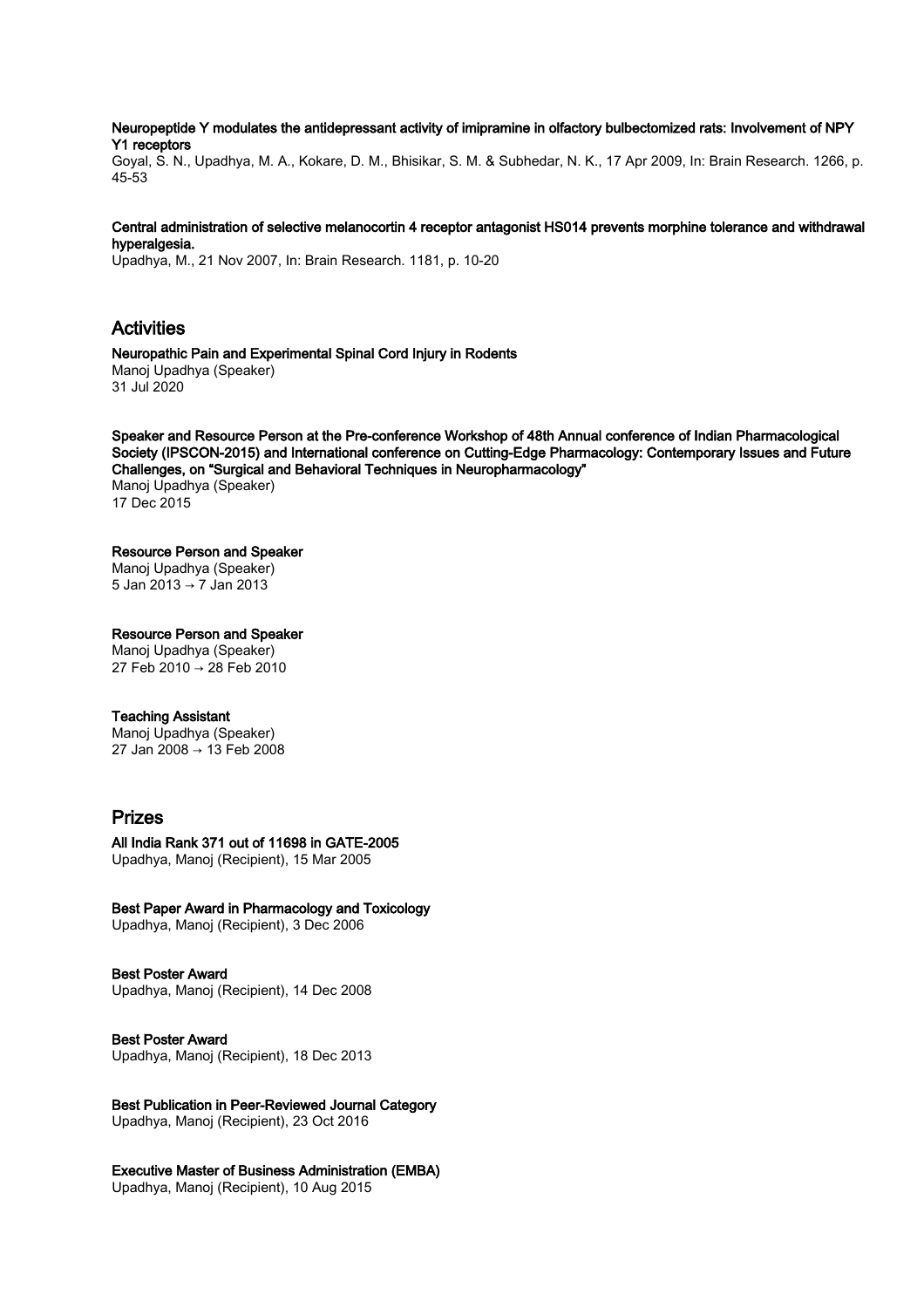**Neuropeptide Y modulates the antidepressant activity of imipramine in olfactory bulbectomized rats: Involvement of NPY Y1 receptors**
Goyal, S. N., Upadhya, M. A., Kokare, D. M., Bhisikar, S. M. & Subhedar, N. K., 17 Apr 2009, In: Brain Research. 1266, p. 45-53

**Central administration of selective melanocortin 4 receptor antagonist HS014 prevents morphine tolerance and withdrawal hyperalgesia.**
Upadhya, M., 21 Nov 2007, In: Brain Research. 1181, p. 10-20

## Activities

**Neuropathic Pain and Experimental Spinal Cord Injury in Rodents**
Manoj Upadhya (Speaker)
31 Jul 2020

**Speaker and Resource Person at the Pre-conference Workshop of 48th Annual conference of Indian Pharmacological Society (IPSCON-2015) and International conference on Cutting-Edge Pharmacology: Contemporary Issues and Future Challenges, on "Surgical and Behavioral Techniques in Neuropharmacology"**
Manoj Upadhya (Speaker)
17 Dec 2015

**Resource Person and Speaker**
Manoj Upadhya (Speaker)
5 Jan 2013 → 7 Jan 2013

**Resource Person and Speaker**
Manoj Upadhya (Speaker)
27 Feb 2010 → 28 Feb 2010

**Teaching Assistant**
Manoj Upadhya (Speaker)
27 Jan 2008 → 13 Feb 2008

## Prizes

**All India Rank 371 out of 11698 in GATE-2005**
Upadhya, Manoj (Recipient), 15 Mar 2005

**Best Paper Award in Pharmacology and Toxicology**
Upadhya, Manoj (Recipient), 3 Dec 2006

**Best Poster Award**
Upadhya, Manoj (Recipient), 14 Dec 2008

**Best Poster Award**
Upadhya, Manoj (Recipient), 18 Dec 2013

**Best Publication in Peer-Reviewed Journal Category**
Upadhya, Manoj (Recipient), 23 Oct 2016

**Executive Master of Business Administration (EMBA)**
Upadhya, Manoj (Recipient), 10 Aug 2015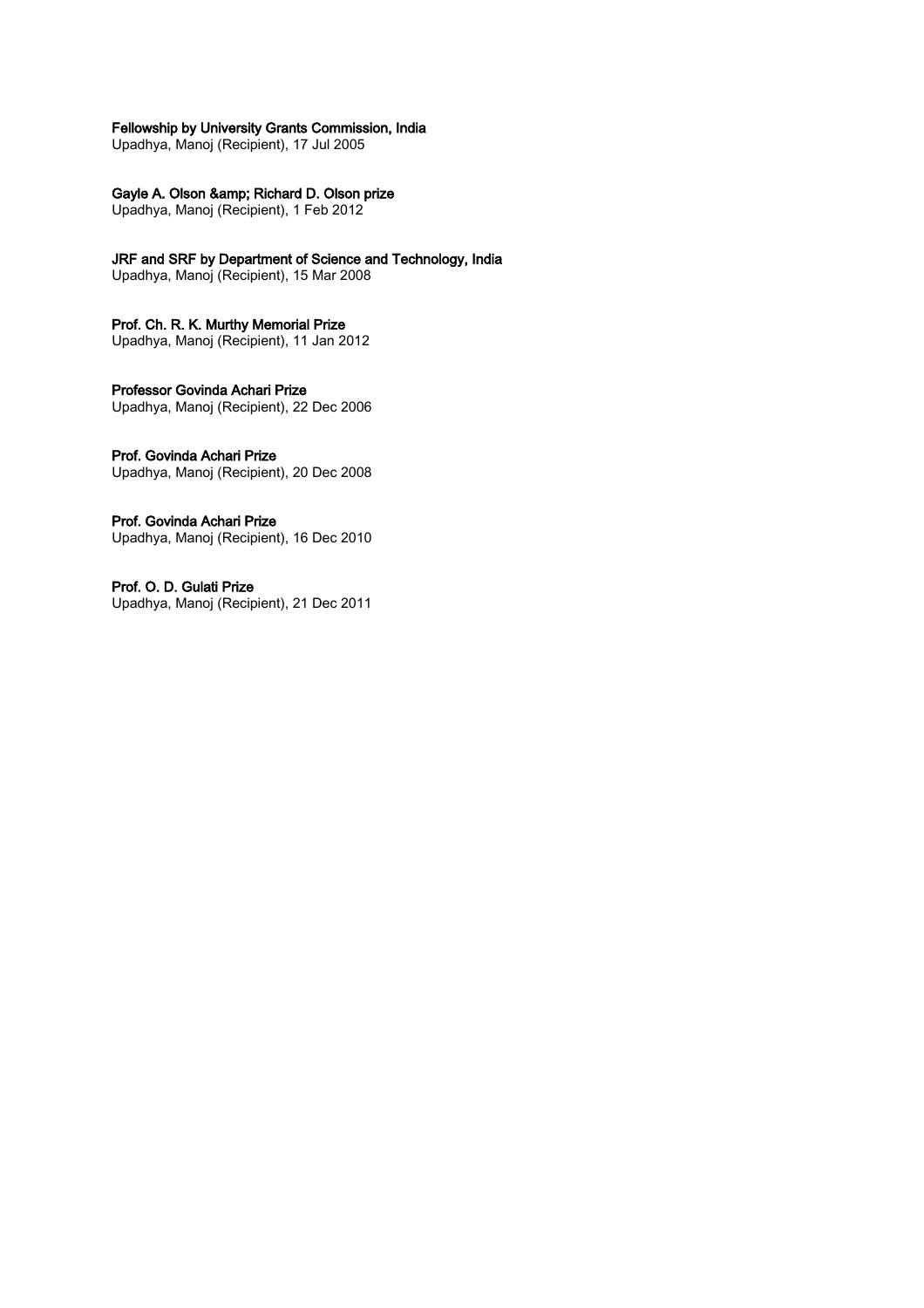**Fellowship by University Grants Commission, India**
Upadhya, Manoj (Recipient), 17 Jul 2005

**Gayle A. Olson &amp; Richard D. Olson prize**
Upadhya, Manoj (Recipient), 1 Feb 2012

**JRF and SRF by Department of Science and Technology, India**
Upadhya, Manoj (Recipient), 15 Mar 2008

**Prof. Ch. R. K. Murthy Memorial Prize**
Upadhya, Manoj (Recipient), 11 Jan 2012

**Professor Govinda Achari Prize**
Upadhya, Manoj (Recipient), 22 Dec 2006

**Prof. Govinda Achari Prize**
Upadhya, Manoj (Recipient), 20 Dec 2008

**Prof. Govinda Achari Prize**
Upadhya, Manoj (Recipient), 16 Dec 2010

**Prof. O. D. Gulati Prize**
Upadhya, Manoj (Recipient), 21 Dec 2011